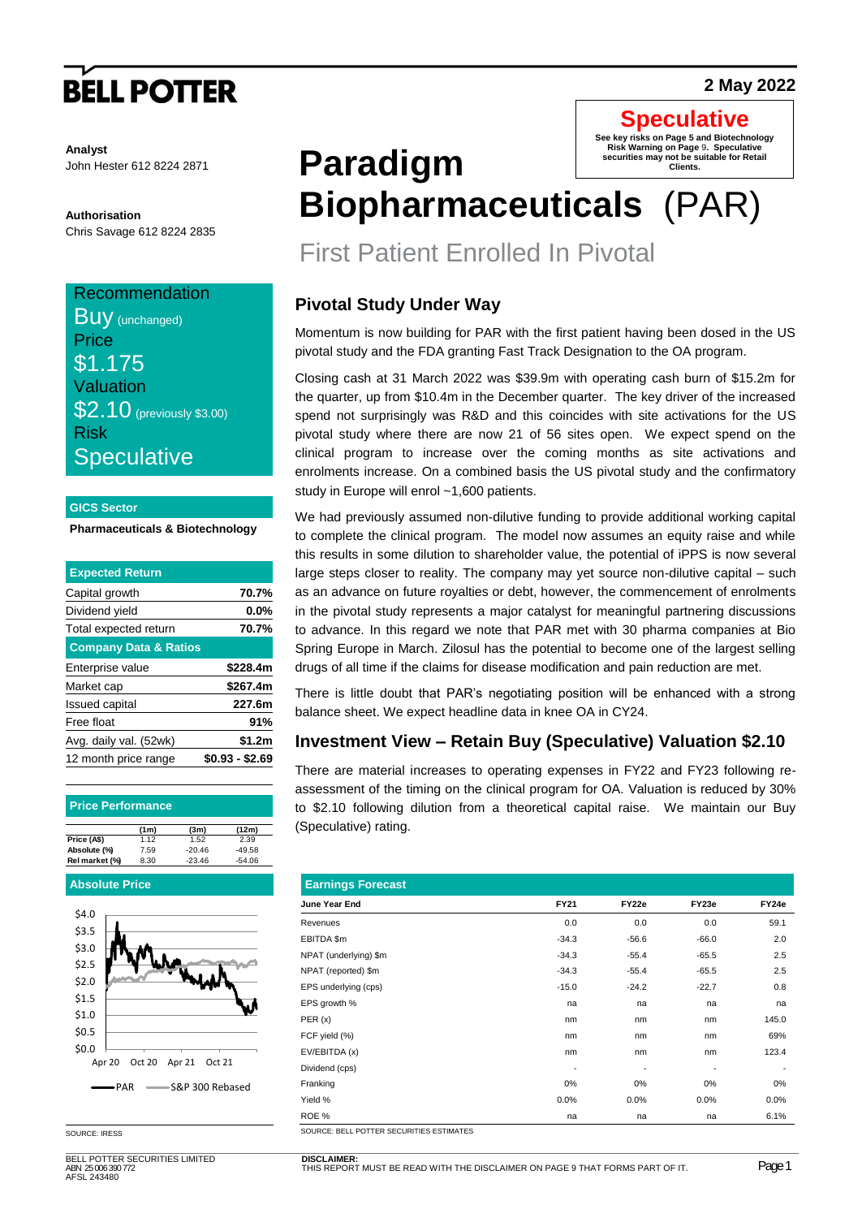**BELL POTTER**

**2 May 2022**

**Analyst**
John Hester 612 8224 2871

**Authorisation**
Chris Savage 612 8224 2835

**Speculative**
See key risks on Page 5 and Biotechnology Risk Warning on Page 9. Speculative securities may not be suitable for Retail Clients.

# Paradigm Biopharmaceuticals (PAR)

## First Patient Enrolled In Pivotal

Recommendation
Buy (unchanged)
Price
$1.175
Valuation
$2.10 (previously $3.00)
Risk
Speculative

**GICS Sector**

**Pharmaceuticals & Biotechnology**

| Expected Return | |
|---|---|
| Capital growth | **70.7%** |
| Dividend yield | **0.0%** |
| Total expected return | **70.7%** |
| **Company Data & Ratios** | |
| Enterprise value | **$228.4m** |
| Market cap | **$267.4m** |
| Issued capital | **227.6m** |
| Free float | **91%** |
| Avg. daily val. (52wk) | **$1.2m** |
| 12 month price range | **$0.93 - $2.69** |

**Price Performance**

| | (1m) | (3m) | (12m) |
|---|---|---|---|
| Price (A$) | 1.12 | 1.52 | 2.39 |
| Absolute (%) | 7.59 | -20.46 | -49.58 |
| Rel market (%) | 8.30 | -23.46 | -54.06 |

**Absolute Price**

SOURCE: IRESS

### Pivotal Study Under Way

Momentum is now building for PAR with the first patient having been dosed in the US pivotal study and the FDA granting Fast Track Designation to the OA program.

Closing cash at 31 March 2022 was $39.9m with operating cash burn of $15.2m for the quarter, up from $10.4m in the December quarter. The key driver of the increased spend not surprisingly was R&D and this coincides with site activations for the US pivotal study where there are now 21 of 56 sites open. We expect spend on the clinical program to increase over the coming months as site activations and enrolments increase. On a combined basis the US pivotal study and the confirmatory study in Europe will enrol ~1,600 patients.

We had previously assumed non-dilutive funding to provide additional working capital to complete the clinical program. The model now assumes an equity raise and while this results in some dilution to shareholder value, the potential of iPPS is now several large steps closer to reality. The company may yet source non-dilutive capital – such as an advance on future royalties or debt, however, the commencement of enrolments in the pivotal study represents a major catalyst for meaningful partnering discussions to advance. In this regard we note that PAR met with 30 pharma companies at Bio Spring Europe in March. Zilosul has the potential to become one of the largest selling drugs of all time if the claims for disease modification and pain reduction are met.

There is little doubt that PAR's negotiating position will be enhanced with a strong balance sheet. We expect headline data in knee OA in CY24.

### Investment View – Retain Buy (Speculative) Valuation $2.10

There are material increases to operating expenses in FY22 and FY23 following re-assessment of the timing on the clinical program for OA. Valuation is reduced by 30% to $2.10 following dilution from a theoretical capital raise. We maintain our Buy (Speculative) rating.

**Earnings Forecast**

| June Year End | FY21 | FY22e | FY23e | FY24e |
|---|---|---|---|---|
| Revenues | 0.0 | 0.0 | 0.0 | 59.1 |
| EBITDA $m | -34.3 | -56.6 | -66.0 | 2.0 |
| NPAT (underlying) $m | -34.3 | -55.4 | -65.5 | 2.5 |
| NPAT (reported) $m | -34.3 | -55.4 | -65.5 | 2.5 |
| EPS underlying (cps) | -15.0 | -24.2 | -22.7 | 0.8 |
| EPS growth % | na | na | na | na |
| PER (x) | nm | nm | nm | 145.0 |
| FCF yield (%) | nm | nm | nm | 69% |
| EV/EBITDA (x) | nm | nm | nm | 123.4 |
| Dividend (cps) | - | - | - | - |
| Franking | 0% | 0% | 0% | 0% |
| Yield % | 0.0% | 0.0% | 0.0% | 0.0% |
| ROE % | na | na | na | 6.1% |

SOURCE: BELL POTTER SECURITIES ESTIMATES

BELL POTTER SECURITIES LIMITED
ABN 25 006 390 772
AFSL 243480

**DISCLAIMER:**
THIS REPORT MUST BE READ WITH THE DISCLAIMER ON PAGE 9 THAT FORMS PART OF IT.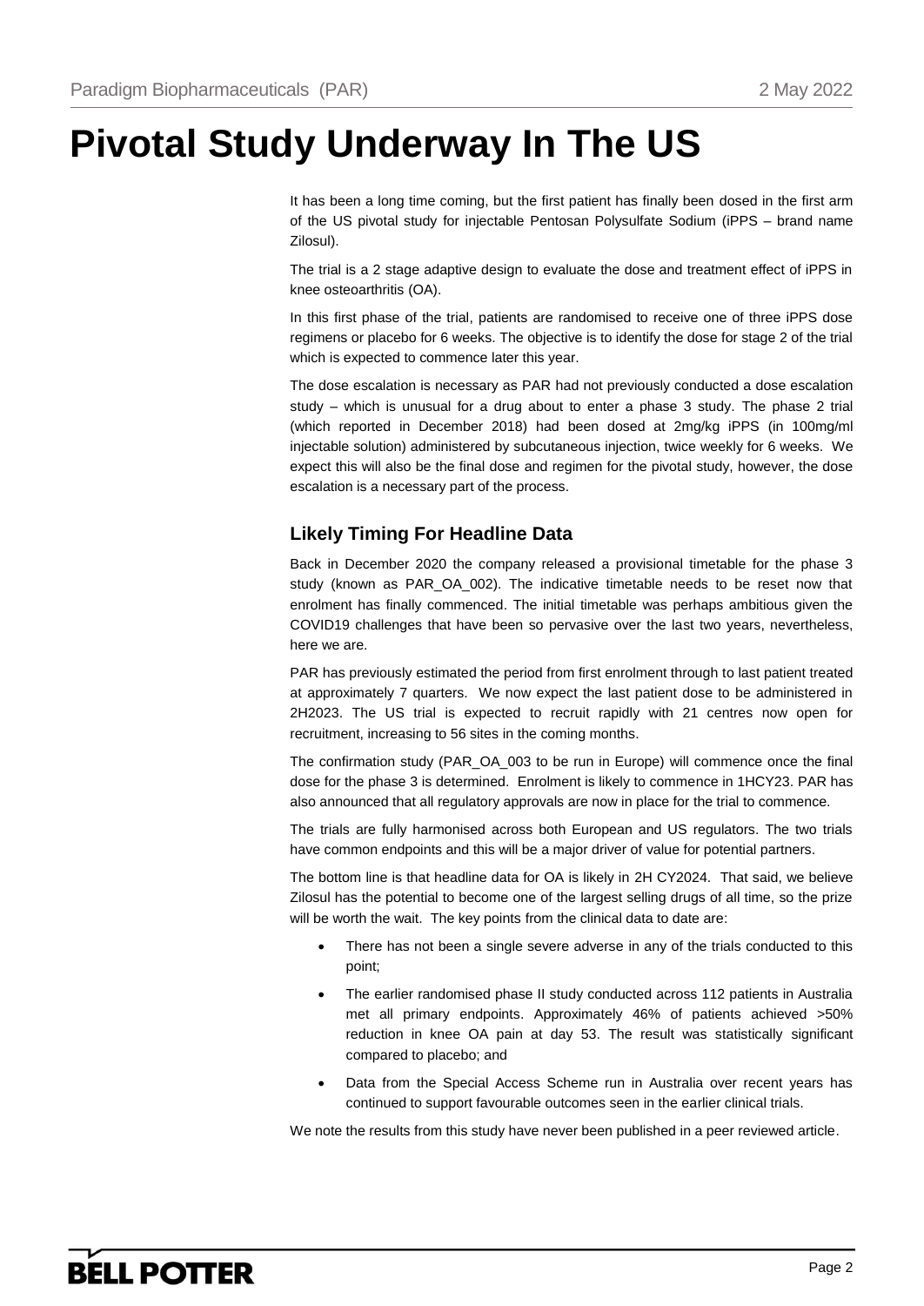# Pivotal Study Underway In The US

It has been a long time coming, but the first patient has finally been dosed in the first arm of the US pivotal study for injectable Pentosan Polysulfate Sodium (iPPS – brand name Zilosul).

The trial is a 2 stage adaptive design to evaluate the dose and treatment effect of iPPS in knee osteoarthritis (OA).

In this first phase of the trial, patients are randomised to receive one of three iPPS dose regimens or placebo for 6 weeks. The objective is to identify the dose for stage 2 of the trial which is expected to commence later this year.

The dose escalation is necessary as PAR had not previously conducted a dose escalation study – which is unusual for a drug about to enter a phase 3 study. The phase 2 trial (which reported in December 2018) had been dosed at 2mg/kg iPPS (in 100mg/ml injectable solution) administered by subcutaneous injection, twice weekly for 6 weeks. We expect this will also be the final dose and regimen for the pivotal study, however, the dose escalation is a necessary part of the process.

## Likely Timing For Headline Data

Back in December 2020 the company released a provisional timetable for the phase 3 study (known as PAR_OA_002). The indicative timetable needs to be reset now that enrolment has finally commenced. The initial timetable was perhaps ambitious given the COVID19 challenges that have been so pervasive over the last two years, nevertheless, here we are.

PAR has previously estimated the period from first enrolment through to last patient treated at approximately 7 quarters. We now expect the last patient dose to be administered in 2H2023. The US trial is expected to recruit rapidly with 21 centres now open for recruitment, increasing to 56 sites in the coming months.

The confirmation study (PAR_OA_003 to be run in Europe) will commence once the final dose for the phase 3 is determined. Enrolment is likely to commence in 1HCY23. PAR has also announced that all regulatory approvals are now in place for the trial to commence.

The trials are fully harmonised across both European and US regulators. The two trials have common endpoints and this will be a major driver of value for potential partners.

The bottom line is that headline data for OA is likely in 2H CY2024. That said, we believe Zilosul has the potential to become one of the largest selling drugs of all time, so the prize will be worth the wait. The key points from the clinical data to date are:

- There has not been a single severe adverse in any of the trials conducted to this point;
- The earlier randomised phase II study conducted across 112 patients in Australia met all primary endpoints. Approximately 46% of patients achieved >50% reduction in knee OA pain at day 53. The result was statistically significant compared to placebo; and
- Data from the Special Access Scheme run in Australia over recent years has continued to support favourable outcomes seen in the earlier clinical trials.

We note the results from this study have never been published in a peer reviewed article.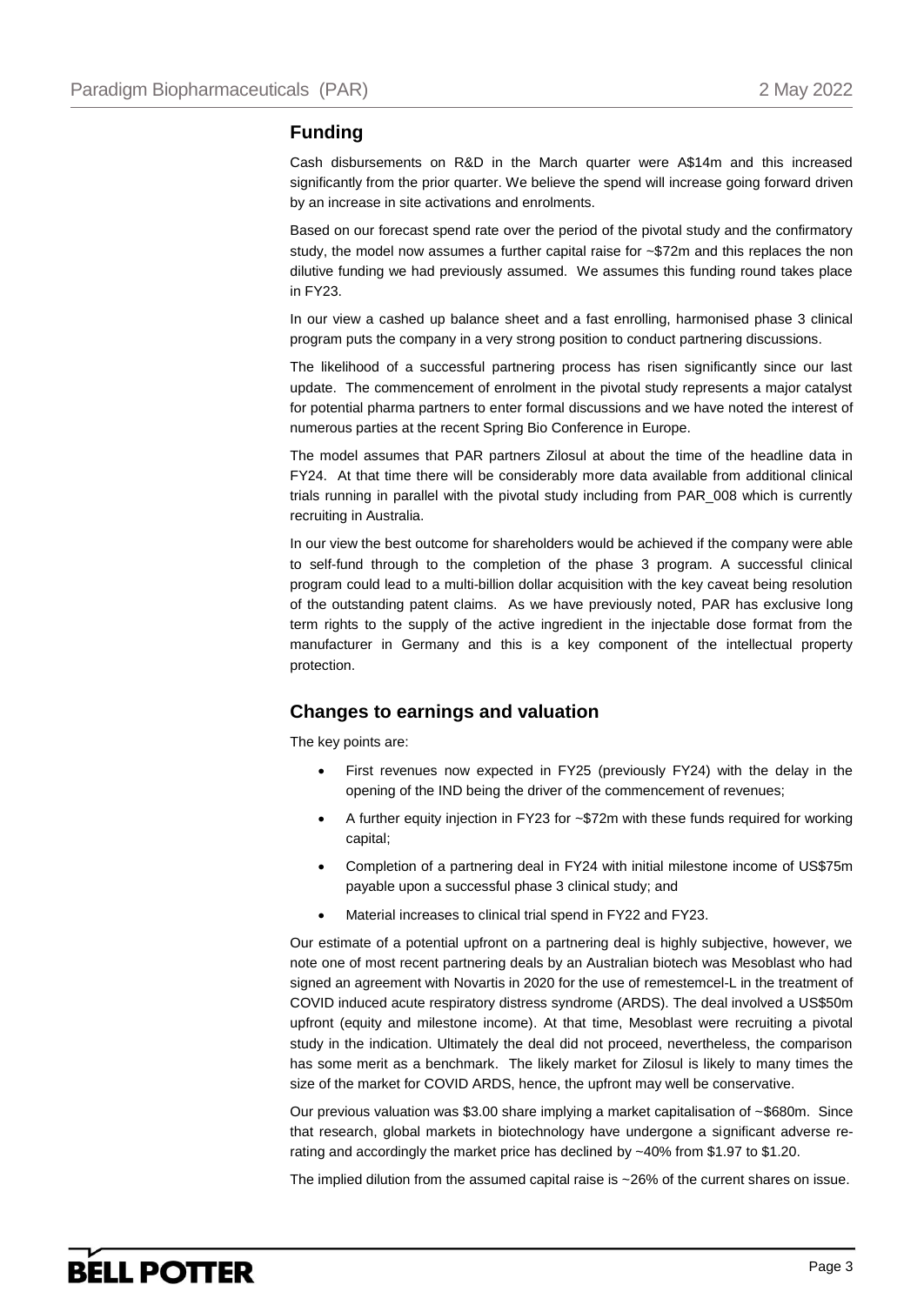## Funding

Cash disbursements on R&D in the March quarter were A$14m and this increased significantly from the prior quarter. We believe the spend will increase going forward driven by an increase in site activations and enrolments.

Based on our forecast spend rate over the period of the pivotal study and the confirmatory study, the model now assumes a further capital raise for ~$72m and this replaces the non dilutive funding we had previously assumed. We assumes this funding round takes place in FY23.

In our view a cashed up balance sheet and a fast enrolling, harmonised phase 3 clinical program puts the company in a very strong position to conduct partnering discussions.

The likelihood of a successful partnering process has risen significantly since our last update. The commencement of enrolment in the pivotal study represents a major catalyst for potential pharma partners to enter formal discussions and we have noted the interest of numerous parties at the recent Spring Bio Conference in Europe.

The model assumes that PAR partners Zilosul at about the time of the headline data in FY24. At that time there will be considerably more data available from additional clinical trials running in parallel with the pivotal study including from PAR_008 which is currently recruiting in Australia.

In our view the best outcome for shareholders would be achieved if the company were able to self-fund through to the completion of the phase 3 program. A successful clinical program could lead to a multi-billion dollar acquisition with the key caveat being resolution of the outstanding patent claims. As we have previously noted, PAR has exclusive long term rights to the supply of the active ingredient in the injectable dose format from the manufacturer in Germany and this is a key component of the intellectual property protection.

## Changes to earnings and valuation

The key points are:

- First revenues now expected in FY25 (previously FY24) with the delay in the opening of the IND being the driver of the commencement of revenues;
- A further equity injection in FY23 for ~$72m with these funds required for working capital;
- Completion of a partnering deal in FY24 with initial milestone income of US$75m payable upon a successful phase 3 clinical study; and
- Material increases to clinical trial spend in FY22 and FY23.

Our estimate of a potential upfront on a partnering deal is highly subjective, however, we note one of most recent partnering deals by an Australian biotech was Mesoblast who had signed an agreement with Novartis in 2020 for the use of remestemcel-L in the treatment of COVID induced acute respiratory distress syndrome (ARDS). The deal involved a US$50m upfront (equity and milestone income). At that time, Mesoblast were recruiting a pivotal study in the indication. Ultimately the deal did not proceed, nevertheless, the comparison has some merit as a benchmark. The likely market for Zilosul is likely to many times the size of the market for COVID ARDS, hence, the upfront may well be conservative.

Our previous valuation was $3.00 share implying a market capitalisation of ~$680m. Since that research, global markets in biotechnology have undergone a significant adverse re-rating and accordingly the market price has declined by ~40% from $1.97 to $1.20.

The implied dilution from the assumed capital raise is ~26% of the current shares on issue.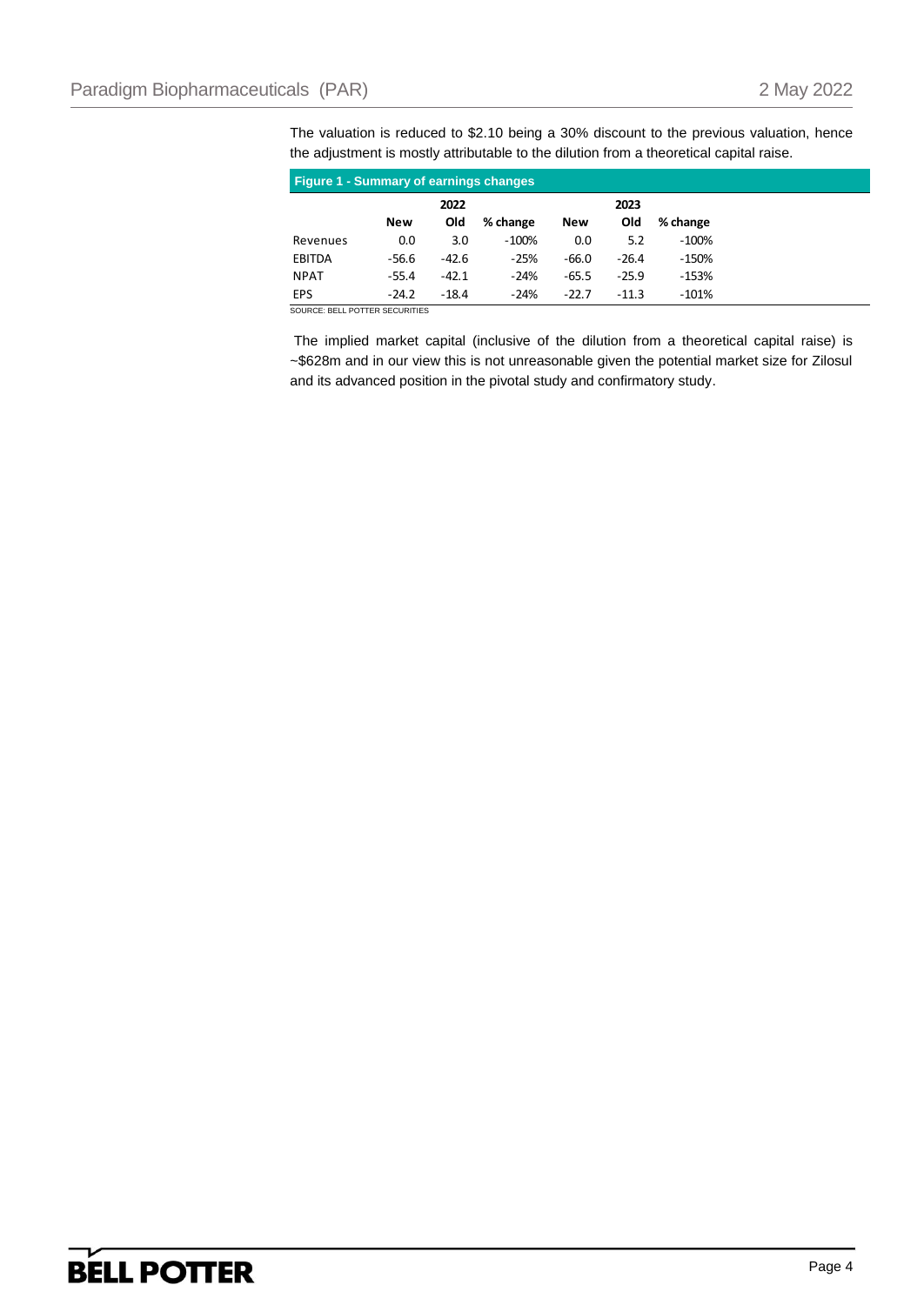The valuation is reduced to $2.10 being a 30% discount to the previous valuation, hence the adjustment is mostly attributable to the dilution from a theoretical capital raise.

**Figure 1 - Summary of earnings changes**

| | 2022 | | | 2023 | | |
|---|---|---|---|---|---|---|
| | **New** | **Old** | **% change** | **New** | **Old** | **% change** |
| Revenues | 0.0 | 3.0 | -100% | 0.0 | 5.2 | -100% |
| EBITDA | -56.6 | -42.6 | -25% | -66.0 | -26.4 | -150% |
| NPAT | -55.4 | -42.1 | -24% | -65.5 | -25.9 | -153% |
| EPS | -24.2 | -18.4 | -24% | -22.7 | -11.3 | -101% |

SOURCE: BELL POTTER SECURITIES

The implied market capital (inclusive of the dilution from a theoretical capital raise) is ~$628m and in our view this is not unreasonable given the potential market size for Zilosul and its advanced position in the pivotal study and confirmatory study.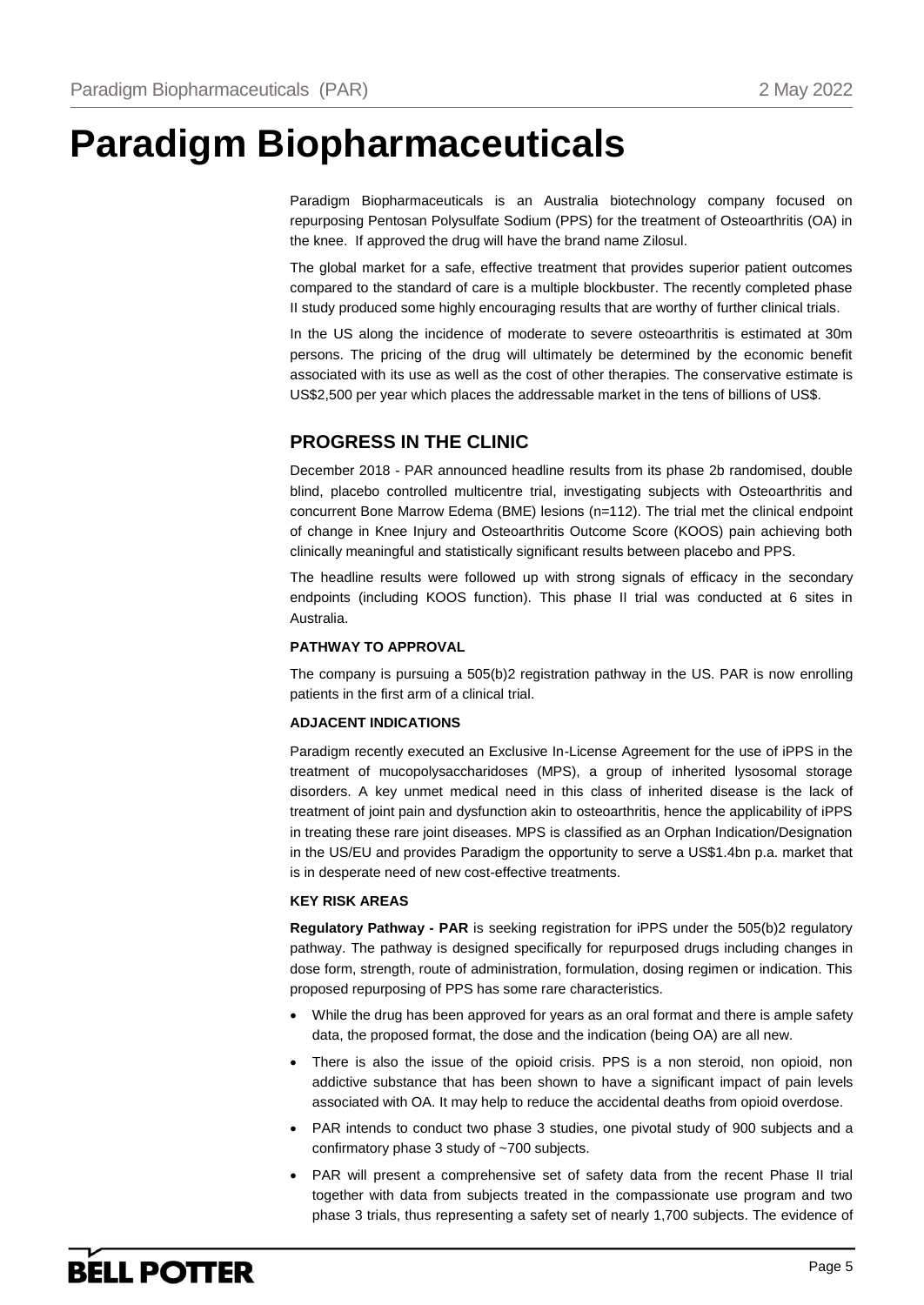# Paradigm Biopharmaceuticals

Paradigm Biopharmaceuticals is an Australia biotechnology company focused on repurposing Pentosan Polysulfate Sodium (PPS) for the treatment of Osteoarthritis (OA) in the knee. If approved the drug will have the brand name Zilosul.

The global market for a safe, effective treatment that provides superior patient outcomes compared to the standard of care is a multiple blockbuster. The recently completed phase II study produced some highly encouraging results that are worthy of further clinical trials.

In the US along the incidence of moderate to severe osteoarthritis is estimated at 30m persons. The pricing of the drug will ultimately be determined by the economic benefit associated with its use as well as the cost of other therapies. The conservative estimate is US$2,500 per year which places the addressable market in the tens of billions of US$.

## PROGRESS IN THE CLINIC

December 2018 - PAR announced headline results from its phase 2b randomised, double blind, placebo controlled multicentre trial, investigating subjects with Osteoarthritis and concurrent Bone Marrow Edema (BME) lesions (n=112). The trial met the clinical endpoint of change in Knee Injury and Osteoarthritis Outcome Score (KOOS) pain achieving both clinically meaningful and statistically significant results between placebo and PPS.

The headline results were followed up with strong signals of efficacy in the secondary endpoints (including KOOS function). This phase II trial was conducted at 6 sites in Australia.

### PATHWAY TO APPROVAL

The company is pursuing a 505(b)2 registration pathway in the US. PAR is now enrolling patients in the first arm of a clinical trial.

### ADJACENT INDICATIONS

Paradigm recently executed an Exclusive In-License Agreement for the use of iPPS in the treatment of mucopolysaccharidoses (MPS), a group of inherited lysosomal storage disorders. A key unmet medical need in this class of inherited disease is the lack of treatment of joint pain and dysfunction akin to osteoarthritis, hence the applicability of iPPS in treating these rare joint diseases. MPS is classified as an Orphan Indication/Designation in the US/EU and provides Paradigm the opportunity to serve a US$1.4bn p.a. market that is in desperate need of new cost-effective treatments.

### KEY RISK AREAS

**Regulatory Pathway - PAR** is seeking registration for iPPS under the 505(b)2 regulatory pathway. The pathway is designed specifically for repurposed drugs including changes in dose form, strength, route of administration, formulation, dosing regimen or indication. This proposed repurposing of PPS has some rare characteristics.

- While the drug has been approved for years as an oral format and there is ample safety data, the proposed format, the dose and the indication (being OA) are all new.
- There is also the issue of the opioid crisis. PPS is a non steroid, non opioid, non addictive substance that has been shown to have a significant impact of pain levels associated with OA. It may help to reduce the accidental deaths from opioid overdose.
- PAR intends to conduct two phase 3 studies, one pivotal study of 900 subjects and a confirmatory phase 3 study of ~700 subjects.
- PAR will present a comprehensive set of safety data from the recent Phase II trial together with data from subjects treated in the compassionate use program and two phase 3 trials, thus representing a safety set of nearly 1,700 subjects. The evidence of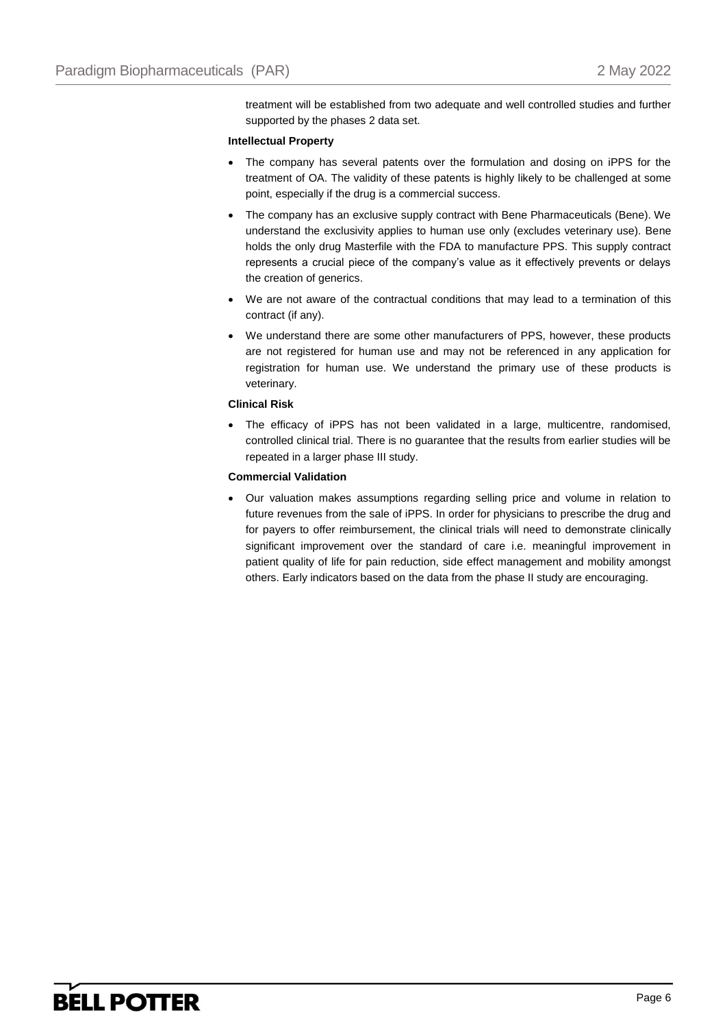treatment will be established from two adequate and well controlled studies and further supported by the phases 2 data set.

**Intellectual Property**

- The company has several patents over the formulation and dosing on iPPS for the treatment of OA. The validity of these patents is highly likely to be challenged at some point, especially if the drug is a commercial success.
- The company has an exclusive supply contract with Bene Pharmaceuticals (Bene). We understand the exclusivity applies to human use only (excludes veterinary use). Bene holds the only drug Masterfile with the FDA to manufacture PPS. This supply contract represents a crucial piece of the company's value as it effectively prevents or delays the creation of generics.
- We are not aware of the contractual conditions that may lead to a termination of this contract (if any).
- We understand there are some other manufacturers of PPS, however, these products are not registered for human use and may not be referenced in any application for registration for human use. We understand the primary use of these products is veterinary.

**Clinical Risk**

- The efficacy of iPPS has not been validated in a large, multicentre, randomised, controlled clinical trial. There is no guarantee that the results from earlier studies will be repeated in a larger phase III study.

**Commercial Validation**

- Our valuation makes assumptions regarding selling price and volume in relation to future revenues from the sale of iPPS. In order for physicians to prescribe the drug and for payers to offer reimbursement, the clinical trials will need to demonstrate clinically significant improvement over the standard of care i.e. meaningful improvement in patient quality of life for pain reduction, side effect management and mobility amongst others. Early indicators based on the data from the phase II study are encouraging.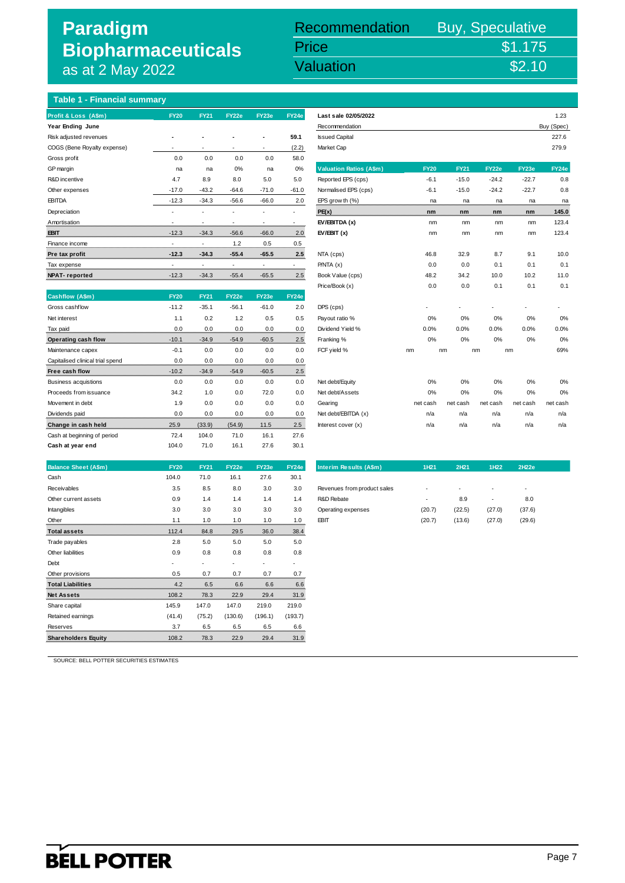# Paradigm Biopharmaceuticals as at 2 May 2022

| Recommendation | Buy, Speculative |
|---|---|
| Price | $1.175 |
| Valuation | $2.10 |

## Table 1 - Financial summary

| Profit & Loss (A$m) | FY20 | FY21 | FY22e | FY23e | FY24e |
|---|---|---|---|---|---|
| Year Ending June | | | | | |
| Risk adjusted revenues | - | - | - | - | 59.1 |
| COGS (Bene Royalty expense) | - | - | - | - | (2.2) |
| Gross profit | 0.0 | 0.0 | 0.0 | 0.0 | 58.0 |
| GP margin | na | na | 0% | na | 0% |
| R&D incentive | 4.7 | 8.9 | 8.0 | 5.0 | 5.0 |
| Other expenses | -17.0 | -43.2 | -64.6 | -71.0 | -61.0 |
| EBITDA | -12.3 | -34.3 | -56.6 | -66.0 | 2.0 |
| Depreciation | - | - | - | - | - |
| Amortisation | - | - | - | - | - |
| **EBIT** | -12.3 | -34.3 | -56.6 | -66.0 | 2.0 |
| Finance income | - | - | 1.2 | 0.5 | 0.5 |
| **Pre tax profit** | **-12.3** | **-34.3** | **-55.4** | **-65.5** | **2.5** |
| Tax expense | - | - | - | - | - |
| **NPAT- reported** | -12.3 | -34.3 | -55.4 | -65.5 | 2.5 |

| Cashflow (A$m) | FY20 | FY21 | FY22e | FY23e | FY24e |
|---|---|---|---|---|---|
| Gross cashflow | -11.2 | -35.1 | -56.1 | -61.0 | 2.0 |
| Net interest | 1.1 | 0.2 | 1.2 | 0.5 | 0.5 |
| Tax paid | 0.0 | 0.0 | 0.0 | 0.0 | 0.0 |
| **Operating cash flow** | -10.1 | -34.9 | -54.9 | -60.5 | 2.5 |
| Maintenance capex | -0.1 | 0.0 | 0.0 | 0.0 | 0.0 |
| Capitalised clinical trial spend | 0.0 | 0.0 | 0.0 | 0.0 | 0.0 |
| **Free cash flow** | -10.2 | -34.9 | -54.9 | -60.5 | 2.5 |
| Business acquisitions | 0.0 | 0.0 | 0.0 | 0.0 | 0.0 |
| Proceeds from issuance | 34.2 | 1.0 | 0.0 | 72.0 | 0.0 |
| Movement in debt | 1.9 | 0.0 | 0.0 | 0.0 | 0.0 |
| Dividends paid | 0.0 | 0.0 | 0.0 | 0.0 | 0.0 |
| **Change in cash held** | 25.9 | (33.9) | (54.9) | 11.5 | 2.5 |
| Cash at beginning of period | 72.4 | 104.0 | 71.0 | 16.1 | 27.6 |
| **Cash at year end** | 104.0 | 71.0 | 16.1 | 27.6 | 30.1 |

| Balance Sheet (A$m) | FY20 | FY21 | FY22e | FY23e | FY24e |
|---|---|---|---|---|---|
| Cash | 104.0 | 71.0 | 16.1 | 27.6 | 30.1 |
| Receivables | 3.5 | 8.5 | 8.0 | 3.0 | 3.0 |
| Other current assets | 0.9 | 1.4 | 1.4 | 1.4 | 1.4 |
| Intangibles | 3.0 | 3.0 | 3.0 | 3.0 | 3.0 |
| Other | 1.1 | 1.0 | 1.0 | 1.0 | 1.0 |
| **Total assets** | 112.4 | 84.8 | 29.5 | 36.0 | 38.4 |
| Trade payables | 2.8 | 5.0 | 5.0 | 5.0 | 5.0 |
| Other liabilities | 0.9 | 0.8 | 0.8 | 0.8 | 0.8 |
| Debt | - | - | - | - | - |
| Other provisions | 0.5 | 0.7 | 0.7 | 0.7 | 0.7 |
| **Total Liabilities** | 4.2 | 6.5 | 6.6 | 6.6 | 6.6 |
| **Net Assets** | 108.2 | 78.3 | 22.9 | 29.4 | 31.9 |
| Share capital | 145.9 | 147.0 | 147.0 | 219.0 | 219.0 |
| Retained earnings | (41.4) | (75.2) | (130.6) | (196.1) | (193.7) |
| Reserves | 3.7 | 6.5 | 6.5 | 6.5 | 6.6 |
| **Shareholders Equity** | 108.2 | 78.3 | 22.9 | 29.4 | 31.9 |

| **Last sale 02/05/2022** | 1.23 |
|---|---|
| Recommendation | Buy (Spec) |
| Issued Capital | 227.6 |
| Market Cap | 279.9 |

| Valuation Ratios (A$m) | FY20 | FY21 | FY22e | FY23e | FY24e |
|---|---|---|---|---|---|
| Reported EPS (cps) | -6.1 | -15.0 | -24.2 | -22.7 | 0.8 |
| Normalised EPS (cps) | -6.1 | -15.0 | -24.2 | -22.7 | 0.8 |
| EPS growth (%) | na | na | na | na | na |
| **PE(x)** | **nm** | **nm** | **nm** | **nm** | **145.0** |
| **EV/EBITDA (x)** | nm | nm | nm | nm | 123.4 |
| **EV/EBIT (x)** | nm | nm | nm | nm | 123.4 |
| NTA (cps) | 46.8 | 32.9 | 8.7 | 9.1 | 10.0 |
| P/NTA (x) | 0.0 | 0.0 | 0.1 | 0.1 | 0.1 |
| Book Value (cps) | 48.2 | 34.2 | 10.0 | 10.2 | 11.0 |
| Price/Book (x) | 0.0 | 0.0 | 0.1 | 0.1 | 0.1 |
| DPS (cps) | - | - | - | - | - |
| Payout ratio % | 0% | 0% | 0% | 0% | 0% |
| Dividend Yield % | 0.0% | 0.0% | 0.0% | 0.0% | 0.0% |
| Franking % | 0% | 0% | 0% | 0% | 0% |
| FCF yield % | nm | nm | nm | nm | 69% |
| Net debt/Equity | 0% | 0% | 0% | 0% | 0% |
| Net debt/Assets | 0% | 0% | 0% | 0% | 0% |
| Gearing | net cash | net cash | net cash | net cash | net cash |
| Net debt/EBITDA (x) | n/a | n/a | n/a | n/a | n/a |
| Interest cover (x) | n/a | n/a | n/a | n/a | n/a |

| Interim Results (A$m) | 1H21 | 2H21 | 1H22 | 2H22e |
|---|---|---|---|---|
| Revenues from product sales | - | - | - | - |
| R&D Rebate | - | 8.9 | - | 8.0 |
| Operating expenses | (20.7) | (22.5) | (27.0) | (37.6) |
| EBIT | (20.7) | (13.6) | (27.0) | (29.6) |

SOURCE: BELL POTTER SECURITIES ESTIMATES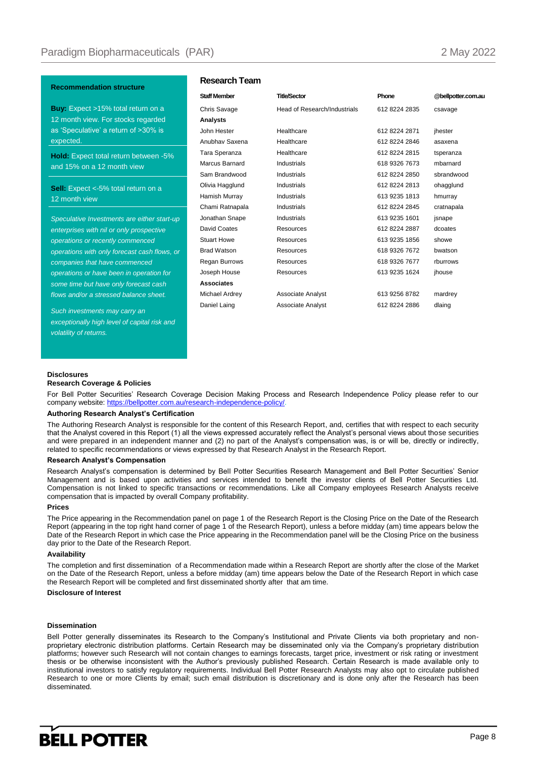**Recommendation structure**

**Buy:** Expect >15% total return on a 12 month view. For stocks regarded as 'Speculative' a return of >30% is expected.

**Hold:** Expect total return between -5% and 15% on a 12 month view

**Sell:** Expect <-5% total return on a 12 month view

*Speculative Investments are either start-up enterprises with nil or only prospective operations or recently commenced operations with only forecast cash flows, or companies that have commenced operations or have been in operation for some time but have only forecast cash flows and/or a stressed balance sheet.*

*Such investments may carry an exceptionally high level of capital risk and volatility of returns.*

## Research Team

| Staff Member | Title/Sector | Phone | @bellpotter.com.au |
|---|---|---|---|
| Chris Savage | Head of Research/Industrials | 612 8224 2835 | csavage |
| **Analysts** | | | |
| John Hester | Healthcare | 612 8224 2871 | jhester |
| Anubhav Saxena | Healthcare | 612 8224 2846 | asaxena |
| Tara Speranza | Healthcare | 612 8224 2815 | tsperanza |
| Marcus Barnard | Industrials | 618 9326 7673 | mbarnard |
| Sam Brandwood | Industrials | 612 8224 2850 | sbrandwood |
| Olivia Hagglund | Industrials | 612 8224 2813 | ohagglund |
| Hamish Murray | Industrials | 613 9235 1813 | hmurray |
| Chami Ratnapala | Industrials | 612 8224 2845 | cratnapala |
| Jonathan Snape | Industrials | 613 9235 1601 | jsnape |
| David Coates | Resources | 612 8224 2887 | dcoates |
| Stuart Howe | Resources | 613 9235 1856 | showe |
| Brad Watson | Resources | 618 9326 7672 | bwatson |
| Regan Burrows | Resources | 618 9326 7677 | rburrows |
| Joseph House | Resources | 613 9235 1624 | jhouse |
| **Associates** | | | |
| Michael Ardrey | Associate Analyst | 613 9256 8782 | mardrey |
| Daniel Laing | Associate Analyst | 612 8224 2886 | dlaing |

**Disclosures**

**Research Coverage & Policies**

For Bell Potter Securities' Research Coverage Decision Making Process and Research Independence Policy please refer to our company website: https://bellpotter.com.au/research-independence-policy/.

**Authoring Research Analyst's Certification**

The Authoring Research Analyst is responsible for the content of this Research Report, and, certifies that with respect to each security that the Analyst covered in this Report (1) all the views expressed accurately reflect the Analyst's personal views about those securities and were prepared in an independent manner and (2) no part of the Analyst's compensation was, is or will be, directly or indirectly, related to specific recommendations or views expressed by that Research Analyst in the Research Report.

**Research Analyst's Compensation**

Research Analyst's compensation is determined by Bell Potter Securities Research Management and Bell Potter Securities' Senior Management and is based upon activities and services intended to benefit the investor clients of Bell Potter Securities Ltd. Compensation is not linked to specific transactions or recommendations. Like all Company employees Research Analysts receive compensation that is impacted by overall Company profitability.

**Prices**

The Price appearing in the Recommendation panel on page 1 of the Research Report is the Closing Price on the Date of the Research Report (appearing in the top right hand corner of page 1 of the Research Report), unless a before midday (am) time appears below the Date of the Research Report in which case the Price appearing in the Recommendation panel will be the Closing Price on the business day prior to the Date of the Research Report.

**Availability**

The completion and first dissemination of a Recommendation made within a Research Report are shortly after the close of the Market on the Date of the Research Report, unless a before midday (am) time appears below the Date of the Research Report in which case the Research Report will be completed and first disseminated shortly after that am time.

**Disclosure of Interest**

**Dissemination**

Bell Potter generally disseminates its Research to the Company's Institutional and Private Clients via both proprietary and non-proprietary electronic distribution platforms. Certain Research may be disseminated only via the Company's proprietary distribution platforms; however such Research will not contain changes to earnings forecasts, target price, investment or risk rating or investment thesis or be otherwise inconsistent with the Author's previously published Research. Certain Research is made available only to institutional investors to satisfy regulatory requirements. Individual Bell Potter Research Analysts may also opt to circulate published Research to one or more Clients by email; such email distribution is discretionary and is done only after the Research has been disseminated.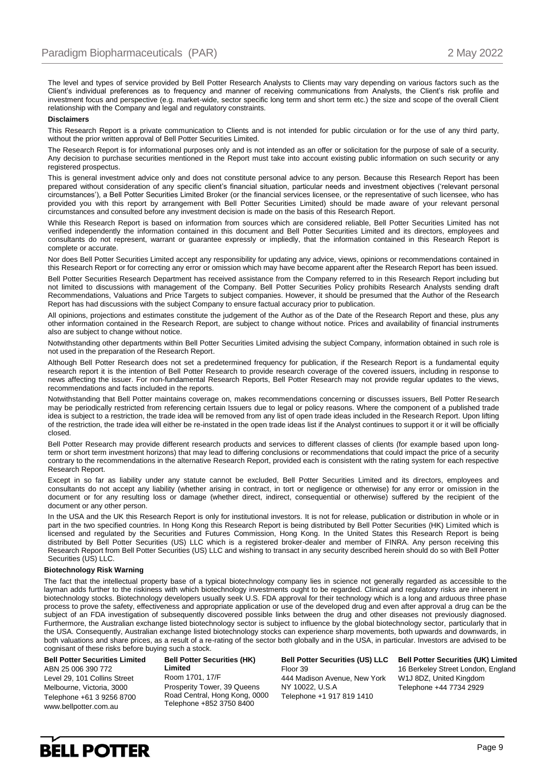The level and types of service provided by Bell Potter Research Analysts to Clients may vary depending on various factors such as the Client's individual preferences as to frequency and manner of receiving communications from Analysts, the Client's risk profile and investment focus and perspective (e.g. market-wide, sector specific long term and short term etc.) the size and scope of the overall Client relationship with the Company and legal and regulatory constraints.

**Disclaimers**

This Research Report is a private communication to Clients and is not intended for public circulation or for the use of any third party, without the prior written approval of Bell Potter Securities Limited.

The Research Report is for informational purposes only and is not intended as an offer or solicitation for the purpose of sale of a security. Any decision to purchase securities mentioned in the Report must take into account existing public information on such security or any registered prospectus.

This is general investment advice only and does not constitute personal advice to any person. Because this Research Report has been prepared without consideration of any specific client's financial situation, particular needs and investment objectives ('relevant personal circumstances'), a Bell Potter Securities Limited Broker (or the financial services licensee, or the representative of such licensee, who has provided you with this report by arrangement with Bell Potter Securities Limited) should be made aware of your relevant personal circumstances and consulted before any investment decision is made on the basis of this Research Report.

While this Research Report is based on information from sources which are considered reliable, Bell Potter Securities Limited has not verified independently the information contained in this document and Bell Potter Securities Limited and its directors, employees and consultants do not represent, warrant or guarantee expressly or impliedly, that the information contained in this Research Report is complete or accurate.

Nor does Bell Potter Securities Limited accept any responsibility for updating any advice, views, opinions or recommendations contained in this Research Report or for correcting any error or omission which may have become apparent after the Research Report has been issued.

Bell Potter Securities Research Department has received assistance from the Company referred to in this Research Report including but not limited to discussions with management of the Company. Bell Potter Securities Policy prohibits Research Analysts sending draft Recommendations, Valuations and Price Targets to subject companies. However, it should be presumed that the Author of the Research Report has had discussions with the subject Company to ensure factual accuracy prior to publication.

All opinions, projections and estimates constitute the judgement of the Author as of the Date of the Research Report and these, plus any other information contained in the Research Report, are subject to change without notice. Prices and availability of financial instruments also are subject to change without notice.

Notwithstanding other departments within Bell Potter Securities Limited advising the subject Company, information obtained in such role is not used in the preparation of the Research Report.

Although Bell Potter Research does not set a predetermined frequency for publication, if the Research Report is a fundamental equity research report it is the intention of Bell Potter Research to provide research coverage of the covered issuers, including in response to news affecting the issuer. For non-fundamental Research Reports, Bell Potter Research may not provide regular updates to the views, recommendations and facts included in the reports.

Notwithstanding that Bell Potter maintains coverage on, makes recommendations concerning or discusses issuers, Bell Potter Research may be periodically restricted from referencing certain Issuers due to legal or policy reasons. Where the component of a published trade idea is subject to a restriction, the trade idea will be removed from any list of open trade ideas included in the Research Report. Upon lifting of the restriction, the trade idea will either be re-instated in the open trade ideas list if the Analyst continues to support it or it will be officially closed.

Bell Potter Research may provide different research products and services to different classes of clients (for example based upon long-term or short term investment horizons) that may lead to differing conclusions or recommendations that could impact the price of a security contrary to the recommendations in the alternative Research Report, provided each is consistent with the rating system for each respective Research Report.

Except in so far as liability under any statute cannot be excluded, Bell Potter Securities Limited and its directors, employees and consultants do not accept any liability (whether arising in contract, in tort or negligence or otherwise) for any error or omission in the document or for any resulting loss or damage (whether direct, indirect, consequential or otherwise) suffered by the recipient of the document or any other person.

In the USA and the UK this Research Report is only for institutional investors. It is not for release, publication or distribution in whole or in part in the two specified countries. In Hong Kong this Research Report is being distributed by Bell Potter Securities (HK) Limited which is licensed and regulated by the Securities and Futures Commission, Hong Kong. In the United States this Research Report is being distributed by Bell Potter Securities (US) LLC which is a registered broker-dealer and member of FINRA. Any person receiving this Research Report from Bell Potter Securities (US) LLC and wishing to transact in any security described herein should do so with Bell Potter Securities (US) LLC.

**Biotechnology Risk Warning**

The fact that the intellectual property base of a typical biotechnology company lies in science not generally regarded as accessible to the layman adds further to the riskiness with which biotechnology investments ought to be regarded. Clinical and regulatory risks are inherent in biotechnology stocks. Biotechnology developers usually seek U.S. FDA approval for their technology which is a long and arduous three phase process to prove the safety, effectiveness and appropriate application or use of the developed drug and even after approval a drug can be the subject of an FDA investigation of subsequently discovered possible links between the drug and other diseases not previously diagnosed. Furthermore, the Australian exchange listed biotechnology sector is subject to influence by the global biotechnology sector, particularly that in the USA. Consequently, Australian exchange listed biotechnology stocks can experience sharp movements, both upwards and downwards, in both valuations and share prices, as a result of a re-rating of the sector both globally and in the USA, in particular. Investors are advised to be cognisant of these risks before buying such a stock.

**Bell Potter Securities Limited**
ABN 25 006 390 772
Level 29, 101 Collins Street
Melbourne, Victoria, 3000
Telephone +61 3 9256 8700
www.bellpotter.com.au

**Bell Potter Securities (HK) Limited**
Room 1701, 17/F
Prosperity Tower, 39 Queens Road Central, Hong Kong, 0000
Telephone +852 3750 8400

**Bell Potter Securities (US) LLC**
Floor 39
444 Madison Avenue, New York NY 10022, U.S.A
Telephone +1 917 819 1410

**Bell Potter Securities (UK) Limited**
16 Berkeley Street London, England W1J 8DZ, United Kingdom
Telephone +44 7734 2929